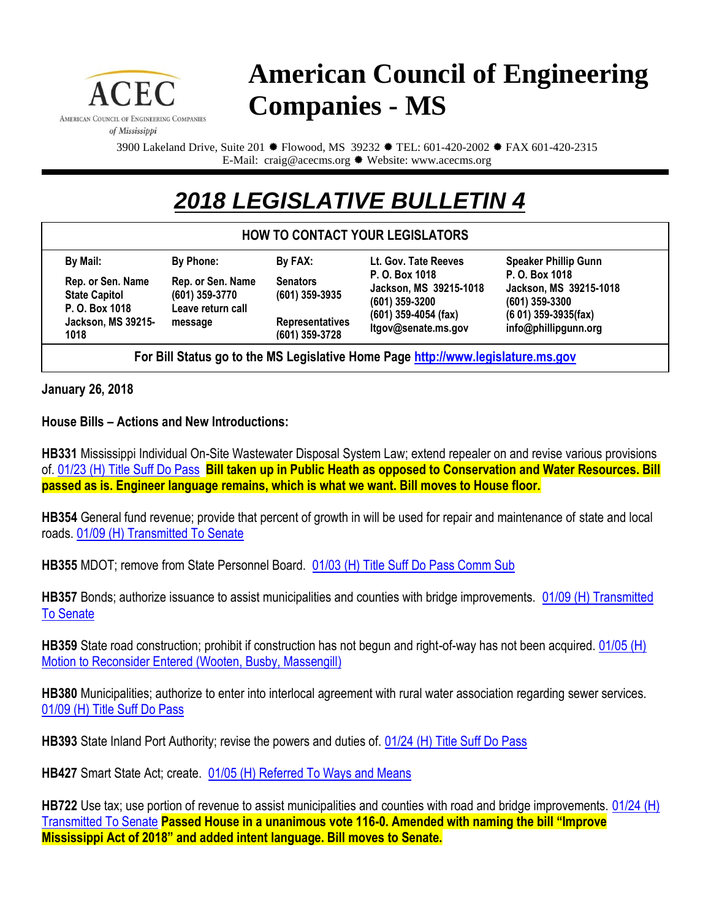# American Council of Engineering Companies - MS

ACEC
AMERICAN COUNCIL OF ENGINEERING COMPANIES
*of Mississippi*

3900 Lakeland Drive, Suite 201 ✹ Flowood, MS 39232 ✹ TEL: 601-420-2002 ✹ FAX 601-420-2315
E-Mail: craig@acecms.org ✹ Website: www.acecms.org

## *2018 LEGISLATIVE BULLETIN 4*

| HOW TO CONTACT YOUR LEGISLATORS | | | | |
|---|---|---|---|---|
| **By Mail:**<br>Rep. or Sen. Name<br>State Capitol<br>P. O. Box 1018<br>Jackson, MS 39215-1018 | **By Phone:**<br>Rep. or Sen. Name<br>(601) 359-3770<br>Leave return call message | **By FAX:**<br>Senators<br>(601) 359-3935<br><br>Representatives<br>(601) 359-3728 | **Lt. Gov. Tate Reeves**<br>P. O. Box 1018<br>Jackson, MS 39215-1018<br>(601) 359-3200<br>(601) 359-4054 (fax)<br>ltgov@senate.ms.gov | **Speaker Phillip Gunn**<br>P. O. Box 1018<br>Jackson, MS 39215-1018<br>(601) 359-3300<br>(6 01) 359-3935(fax)<br>info@phillipgunn.org |
| **For Bill Status go to the MS Legislative Home Page http://www.legislature.ms.gov** | | | | |

**January 26, 2018**

**House Bills – Actions and New Introductions:**

**HB331** Mississippi Individual On-Site Wastewater Disposal System Law; extend repealer on and revise various provisions of. 01/23 (H) Title Suff Do Pass **Bill taken up in Public Heath as opposed to Conservation and Water Resources. Bill passed as is. Engineer language remains, which is what we want. Bill moves to House floor.**

**HB354** General fund revenue; provide that percent of growth in will be used for repair and maintenance of state and local roads. 01/09 (H) Transmitted To Senate

**HB355** MDOT; remove from State Personnel Board. 01/03 (H) Title Suff Do Pass Comm Sub

**HB357** Bonds; authorize issuance to assist municipalities and counties with bridge improvements. 01/09 (H) Transmitted To Senate

**HB359** State road construction; prohibit if construction has not begun and right-of-way has not been acquired. 01/05 (H) Motion to Reconsider Entered (Wooten, Busby, Massengill)

**HB380** Municipalities; authorize to enter into interlocal agreement with rural water association regarding sewer services. 01/09 (H) Title Suff Do Pass

**HB393** State Inland Port Authority; revise the powers and duties of. 01/24 (H) Title Suff Do Pass

**HB427** Smart State Act; create. 01/05 (H) Referred To Ways and Means

**HB722** Use tax; use portion of revenue to assist municipalities and counties with road and bridge improvements. 01/24 (H) Transmitted To Senate **Passed House in a unanimous vote 116-0. Amended with naming the bill "Improve Mississippi Act of 2018" and added intent language. Bill moves to Senate.**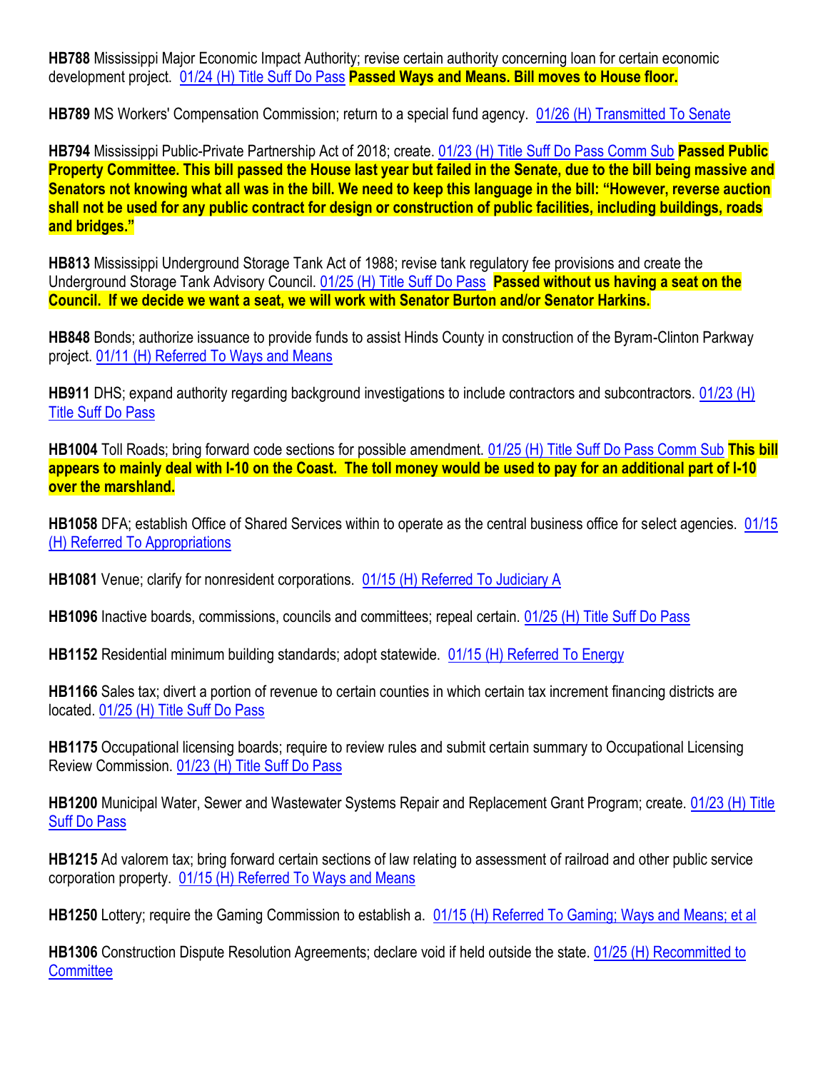**HB788** Mississippi Major Economic Impact Authority; revise certain authority concerning loan for certain economic development project. 01/24 (H) Title Suff Do Pass **Passed Ways and Means. Bill moves to House floor.**

**HB789** MS Workers' Compensation Commission; return to a special fund agency. 01/26 (H) Transmitted To Senate

**HB794** Mississippi Public-Private Partnership Act of 2018; create. 01/23 (H) Title Suff Do Pass Comm Sub **Passed Public Property Committee. This bill passed the House last year but failed in the Senate, due to the bill being massive and Senators not knowing what all was in the bill. We need to keep this language in the bill: "However, reverse auction shall not be used for any public contract for design or construction of public facilities, including buildings, roads and bridges."**

**HB813** Mississippi Underground Storage Tank Act of 1988; revise tank regulatory fee provisions and create the Underground Storage Tank Advisory Council. 01/25 (H) Title Suff Do Pass **Passed without us having a seat on the Council. If we decide we want a seat, we will work with Senator Burton and/or Senator Harkins.**

**HB848** Bonds; authorize issuance to provide funds to assist Hinds County in construction of the Byram-Clinton Parkway project. 01/11 (H) Referred To Ways and Means

**HB911** DHS; expand authority regarding background investigations to include contractors and subcontractors. 01/23 (H) Title Suff Do Pass

**HB1004** Toll Roads; bring forward code sections for possible amendment. 01/25 (H) Title Suff Do Pass Comm Sub **This bill appears to mainly deal with I-10 on the Coast. The toll money would be used to pay for an additional part of I-10 over the marshland.**

**HB1058** DFA; establish Office of Shared Services within to operate as the central business office for select agencies. 01/15 (H) Referred To Appropriations

**HB1081** Venue; clarify for nonresident corporations. 01/15 (H) Referred To Judiciary A

**HB1096** Inactive boards, commissions, councils and committees; repeal certain. 01/25 (H) Title Suff Do Pass

**HB1152** Residential minimum building standards; adopt statewide. 01/15 (H) Referred To Energy

**HB1166** Sales tax; divert a portion of revenue to certain counties in which certain tax increment financing districts are located. 01/25 (H) Title Suff Do Pass

**HB1175** Occupational licensing boards; require to review rules and submit certain summary to Occupational Licensing Review Commission. 01/23 (H) Title Suff Do Pass

**HB1200** Municipal Water, Sewer and Wastewater Systems Repair and Replacement Grant Program; create. 01/23 (H) Title Suff Do Pass

**HB1215** Ad valorem tax; bring forward certain sections of law relating to assessment of railroad and other public service corporation property. 01/15 (H) Referred To Ways and Means

**HB1250** Lottery; require the Gaming Commission to establish a. 01/15 (H) Referred To Gaming; Ways and Means; et al

**HB1306** Construction Dispute Resolution Agreements; declare void if held outside the state. 01/25 (H) Recommitted to Committee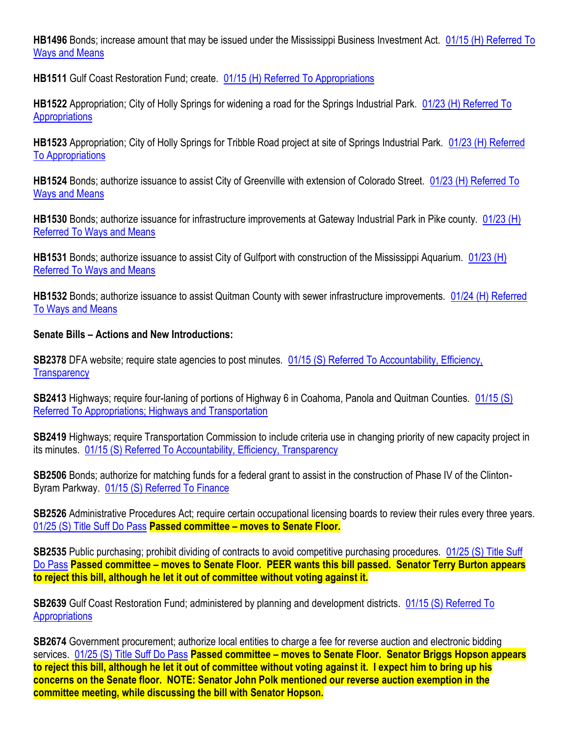**HB1496** Bonds; increase amount that may be issued under the Mississippi Business Investment Act. 01/15 (H) Referred To Ways and Means

**HB1511** Gulf Coast Restoration Fund; create. 01/15 (H) Referred To Appropriations

**HB1522** Appropriation; City of Holly Springs for widening a road for the Springs Industrial Park. 01/23 (H) Referred To Appropriations

**HB1523** Appropriation; City of Holly Springs for Tribble Road project at site of Springs Industrial Park. 01/23 (H) Referred To Appropriations

**HB1524** Bonds; authorize issuance to assist City of Greenville with extension of Colorado Street. 01/23 (H) Referred To Ways and Means

**HB1530** Bonds; authorize issuance for infrastructure improvements at Gateway Industrial Park in Pike county. 01/23 (H) Referred To Ways and Means

**HB1531** Bonds; authorize issuance to assist City of Gulfport with construction of the Mississippi Aquarium. 01/23 (H) Referred To Ways and Means

**HB1532** Bonds; authorize issuance to assist Quitman County with sewer infrastructure improvements. 01/24 (H) Referred To Ways and Means

**Senate Bills – Actions and New Introductions:**

**SB2378** DFA website; require state agencies to post minutes. 01/15 (S) Referred To Accountability, Efficiency, Transparency

**SB2413** Highways; require four-laning of portions of Highway 6 in Coahoma, Panola and Quitman Counties. 01/15 (S) Referred To Appropriations; Highways and Transportation

**SB2419** Highways; require Transportation Commission to include criteria use in changing priority of new capacity project in its minutes. 01/15 (S) Referred To Accountability, Efficiency, Transparency

**SB2506** Bonds; authorize for matching funds for a federal grant to assist in the construction of Phase IV of the Clinton-Byram Parkway. 01/15 (S) Referred To Finance

**SB2526** Administrative Procedures Act; require certain occupational licensing boards to review their rules every three years. 01/25 (S) Title Suff Do Pass **Passed committee – moves to Senate Floor.**

**SB2535** Public purchasing; prohibit dividing of contracts to avoid competitive purchasing procedures. 01/25 (S) Title Suff Do Pass **Passed committee – moves to Senate Floor. PEER wants this bill passed. Senator Terry Burton appears to reject this bill, although he let it out of committee without voting against it.**

**SB2639** Gulf Coast Restoration Fund; administered by planning and development districts. 01/15 (S) Referred To Appropriations

**SB2674** Government procurement; authorize local entities to charge a fee for reverse auction and electronic bidding services. 01/25 (S) Title Suff Do Pass **Passed committee – moves to Senate Floor. Senator Briggs Hopson appears to reject this bill, although he let it out of committee without voting against it. I expect him to bring up his concerns on the Senate floor. NOTE: Senator John Polk mentioned our reverse auction exemption in the committee meeting, while discussing the bill with Senator Hopson.**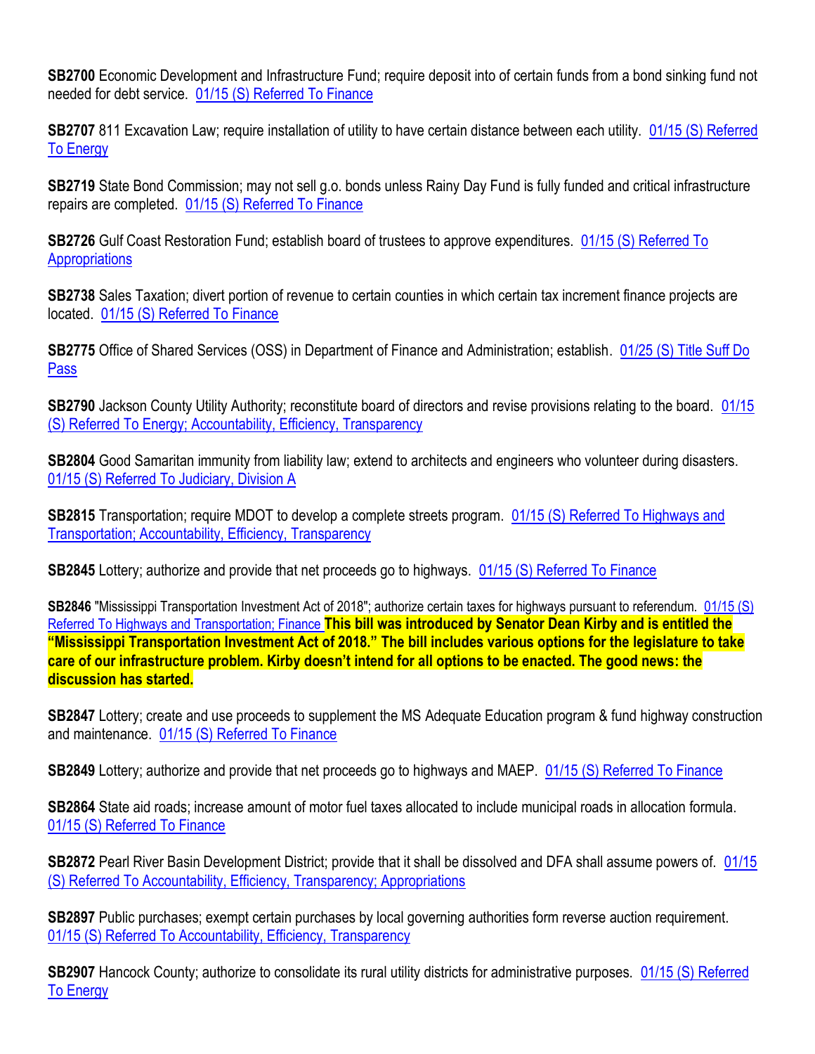**SB2700** Economic Development and Infrastructure Fund; require deposit into of certain funds from a bond sinking fund not needed for debt service. 01/15 (S) Referred To Finance

**SB2707** 811 Excavation Law; require installation of utility to have certain distance between each utility. 01/15 (S) Referred To Energy

**SB2719** State Bond Commission; may not sell g.o. bonds unless Rainy Day Fund is fully funded and critical infrastructure repairs are completed. 01/15 (S) Referred To Finance

**SB2726** Gulf Coast Restoration Fund; establish board of trustees to approve expenditures. 01/15 (S) Referred To Appropriations

**SB2738** Sales Taxation; divert portion of revenue to certain counties in which certain tax increment finance projects are located. 01/15 (S) Referred To Finance

**SB2775** Office of Shared Services (OSS) in Department of Finance and Administration; establish. 01/25 (S) Title Suff Do Pass

**SB2790** Jackson County Utility Authority; reconstitute board of directors and revise provisions relating to the board. 01/15 (S) Referred To Energy; Accountability, Efficiency, Transparency

**SB2804** Good Samaritan immunity from liability law; extend to architects and engineers who volunteer during disasters. 01/15 (S) Referred To Judiciary, Division A

**SB2815** Transportation; require MDOT to develop a complete streets program. 01/15 (S) Referred To Highways and Transportation; Accountability, Efficiency, Transparency

**SB2845** Lottery; authorize and provide that net proceeds go to highways. 01/15 (S) Referred To Finance

**SB2846** "Mississippi Transportation Investment Act of 2018"; authorize certain taxes for highways pursuant to referendum. 01/15 (S) Referred To Highways and Transportation; Finance **This bill was introduced by Senator Dean Kirby and is entitled the "Mississippi Transportation Investment Act of 2018." The bill includes various options for the legislature to take care of our infrastructure problem. Kirby doesn't intend for all options to be enacted. The good news: the discussion has started.**

**SB2847** Lottery; create and use proceeds to supplement the MS Adequate Education program & fund highway construction and maintenance. 01/15 (S) Referred To Finance

**SB2849** Lottery; authorize and provide that net proceeds go to highways and MAEP. 01/15 (S) Referred To Finance

**SB2864** State aid roads; increase amount of motor fuel taxes allocated to include municipal roads in allocation formula. 01/15 (S) Referred To Finance

**SB2872** Pearl River Basin Development District; provide that it shall be dissolved and DFA shall assume powers of. 01/15 (S) Referred To Accountability, Efficiency, Transparency; Appropriations

**SB2897** Public purchases; exempt certain purchases by local governing authorities form reverse auction requirement. 01/15 (S) Referred To Accountability, Efficiency, Transparency

**SB2907** Hancock County; authorize to consolidate its rural utility districts for administrative purposes. 01/15 (S) Referred To Energy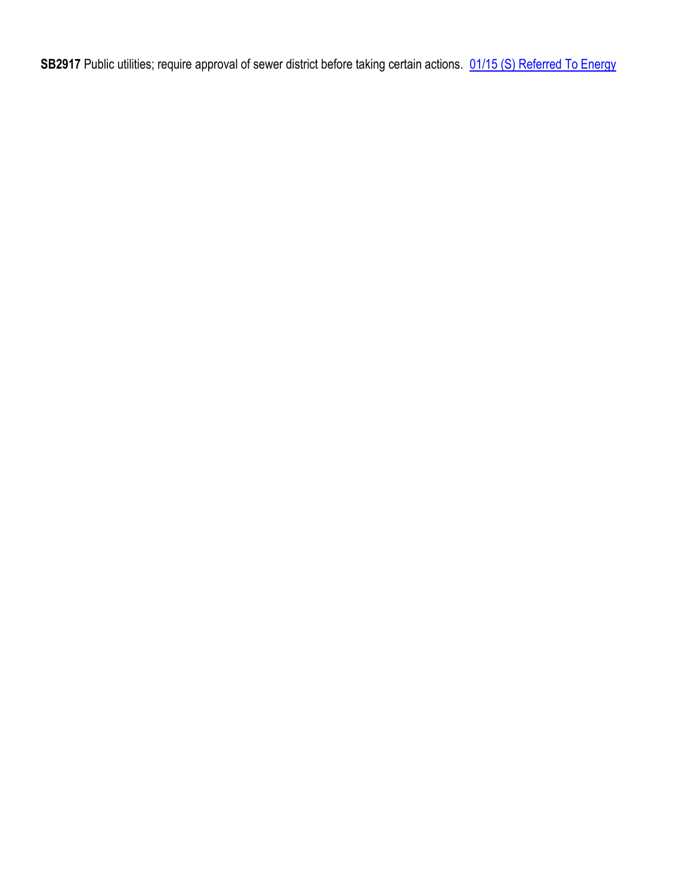**SB2917** Public utilities; require approval of sewer district before taking certain actions. 01/15 (S) Referred To Energy